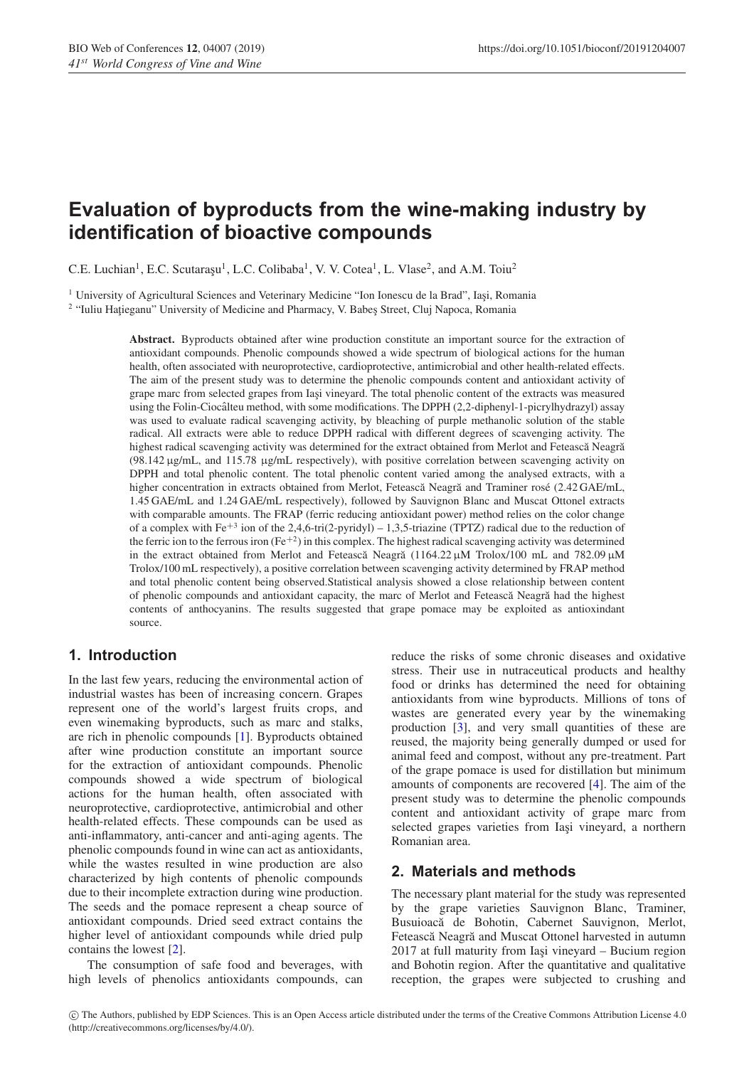# Evaluation of byproducts from the wine-making industry by identification of bioactive compounds

C.E. Luchian[1], E.C. Scutaraşu[1], L.C. Colibaba[1], V. V. Cotea[1], L. Vlase[2], and A.M. Toiu[2]

[1] University of Agricultural Sciences and Veterinary Medicine "Ion Ionescu de la Brad", Iaşi, Romania
[2] "Iuliu Haţieganu" University of Medicine and Pharmacy, V. Babeş Street, Cluj Napoca, Romania

**Abstract.** Byproducts obtained after wine production constitute an important source for the extraction of antioxidant compounds. Phenolic compounds showed a wide spectrum of biological actions for the human health, often associated with neuroprotective, cardioprotective, antimicrobial and other health-related effects. The aim of the present study was to determine the phenolic compounds content and antioxidant activity of grape marc from selected grapes from Iaşi vineyard. The total phenolic content of the extracts was measured using the Folin-Ciocâlteu method, with some modifications. The DPPH (2,2-diphenyl-1-picrylhydrazyl) assay was used to evaluate radical scavenging activity, by bleaching of purple methanolic solution of the stable radical. All extracts were able to reduce DPPH radical with different degrees of scavenging activity. The highest radical scavenging activity was determined for the extract obtained from Merlot and Fetească Neagră (98.142 μg/mL, and 115.78 μg/mL respectively), with positive correlation between scavenging activity on DPPH and total phenolic content. The total phenolic content varied among the analysed extracts, with a higher concentration in extracts obtained from Merlot, Fetească Neagră and Traminer rosé (2.42 GAE/mL, 1.45 GAE/mL and 1.24 GAE/mL respectively), followed by Sauvignon Blanc and Muscat Ottonel extracts with comparable amounts. The FRAP (ferric reducing antioxidant power) method relies on the color change of a complex with $Fe^{+3}$ ion of the 2,4,6-tri(2-pyridyl) – 1,3,5-triazine (TPTZ) radical due to the reduction of the ferric ion to the ferrous iron ($Fe^{+2}$) in this complex. The highest radical scavenging activity was determined in the extract obtained from Merlot and Fetească Neagră (1164.22 μM Trolox/100 mL and 782.09 μM Trolox/100 mL respectively), a positive correlation between scavenging activity determined by FRAP method and total phenolic content being observed.Statistical analysis showed a close relationship between content of phenolic compounds and antioxidant capacity, the marc of Merlot and Fetească Neagră had the highest contents of anthocyanins. The results suggested that grape pomace may be exploited as antioxindant source.

## 1. Introduction

In the last few years, reducing the environmental action of industrial wastes has been of increasing concern. Grapes represent one of the world's largest fruits crops, and even winemaking byproducts, such as marc and stalks, are rich in phenolic compounds [1]. Byproducts obtained after wine production constitute an important source for the extraction of antioxidant compounds. Phenolic compounds showed a wide spectrum of biological actions for the human health, often associated with neuroprotective, cardioprotective, antimicrobial and other health-related effects. These compounds can be used as anti-inflammatory, anti-cancer and anti-aging agents. The phenolic compounds found in wine can act as antioxidants, while the wastes resulted in wine production are also characterized by high contents of phenolic compounds due to their incomplete extraction during wine production. The seeds and the pomace represent a cheap source of antioxidant compounds. Dried seed extract contains the higher level of antioxidant compounds while dried pulp contains the lowest [2].

The consumption of safe food and beverages, with high levels of phenolics antioxidants compounds, can reduce the risks of some chronic diseases and oxidative stress. Their use in nutraceutical products and healthy food or drinks has determined the need for obtaining antioxidants from wine byproducts. Millions of tons of wastes are generated every year by the winemaking production [3], and very small quantities of these are reused, the majority being generally dumped or used for animal feed and compost, without any pre-treatment. Part of the grape pomace is used for distillation but minimum amounts of components are recovered [4]. The aim of the present study was to determine the phenolic compounds content and antioxidant activity of grape marc from selected grapes varieties from Iaşi vineyard, a northern Romanian area.

## 2. Materials and methods

The necessary plant material for the study was represented by the grape varieties Sauvignon Blanc, Traminer, Busuioacă de Bohotin, Cabernet Sauvignon, Merlot, Fetească Neagră and Muscat Ottonel harvested in autumn 2017 at full maturity from Iaşi vineyard – Bucium region and Bohotin region. After the quantitative and qualitative reception, the grapes were subjected to crushing and

© The Authors, published by EDP Sciences. This is an Open Access article distributed under the terms of the Creative Commons Attribution License 4.0 (http://creativecommons.org/licenses/by/4.0/).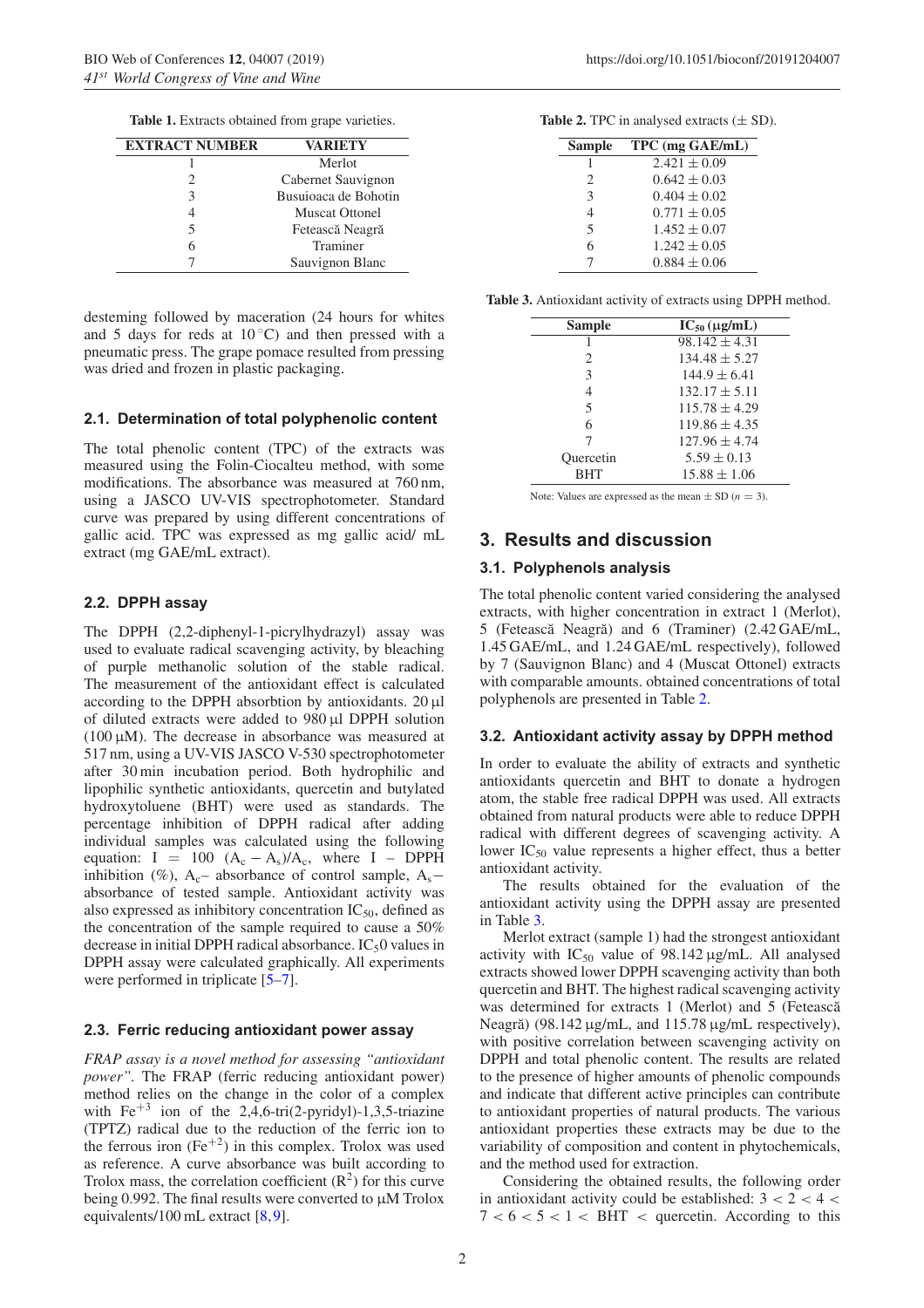**Table 1.** Extracts obtained from grape varieties.

| EXTRACT NUMBER | VARIETY |
|---|---|
| 1 | Merlot |
| 2 | Cabernet Sauvignon |
| 3 | Busuioaca de Bohotin |
| 4 | Muscat Ottonel |
| 5 | Fetească Neagră |
| 6 | Traminer |
| 7 | Sauvignon Blanc |

desteming followed by maceration (24 hours for whites and 5 days for reds at 10 °C) and then pressed with a pneumatic press. The grape pomace resulted from pressing was dried and frozen in plastic packaging.

### 2.1. Determination of total polyphenolic content

The total phenolic content (TPC) of the extracts was measured using the Folin-Ciocalteu method, with some modifications. The absorbance was measured at 760 nm, using a JASCO UV-VIS spectrophotometer. Standard curve was prepared by using different concentrations of gallic acid. TPC was expressed as mg gallic acid/ mL extract (mg GAE/mL extract).

### 2.2. DPPH assay

The DPPH (2,2-diphenyl-1-picrylhydrazyl) assay was used to evaluate radical scavenging activity, by bleaching of purple methanolic solution of the stable radical. The measurement of the antioxidant effect is calculated according to the DPPH absorbtion by antioxidants. 20 µl of diluted extracts were added to 980 µl DPPH solution (100 µM). The decrease in absorbance was measured at 517 nm, using a UV-VIS JASCO V-530 spectrophotometer after 30 min incubation period. Both hydrophilic and lipophilic synthetic antioxidants, quercetin and butylated hydroxytoluene (BHT) were used as standards. The percentage inhibition of DPPH radical after adding individual samples was calculated using the following equation: $I = 100\ (A_c - A_s)/A_c$, where I – DPPH inhibition (%), $A_c$– absorbance of control sample, $A_s$– absorbance of tested sample. Antioxidant activity was also expressed as inhibitory concentration $IC_{50}$, defined as the concentration of the sample required to cause a 50% decrease in initial DPPH radical absorbance. $IC_50$ values in DPPH assay were calculated graphically. All experiments were performed in triplicate [5–7].

### 2.3. Ferric reducing antioxidant power assay

*FRAP assay is a novel method for assessing "antioxidant power"*. The FRAP (ferric reducing antioxidant power) method relies on the change in the color of a complex with $Fe^{+3}$ ion of the 2,4,6-tri(2-pyridyl)-1,3,5-triazine (TPTZ) radical due to the reduction of the ferric ion to the ferrous iron ($Fe^{+2}$) in this complex. Trolox was used as reference. A curve absorbance was built according to Trolox mass, the correlation coefficient ($R^2$) for this curve being 0.992. The final results were converted to µM Trolox equivalents/100 mL extract [8,9].

**Table 2.** TPC in analysed extracts (± SD).

| Sample | TPC (mg GAE/mL) |
|---|---|
| 1 | 2.421 ± 0.09 |
| 2 | 0.642 ± 0.03 |
| 3 | 0.404 ± 0.02 |
| 4 | 0.771 ± 0.05 |
| 5 | 1.452 ± 0.07 |
| 6 | 1.242 ± 0.05 |
| 7 | 0.884 ± 0.06 |

**Table 3.** Antioxidant activity of extracts using DPPH method.

| Sample | $IC_{50}$ (µg/mL) |
|---|---|
| 1 | 98.142 ± 4.31 |
| 2 | 134.48 ± 5.27 |
| 3 | 144.9 ± 6.41 |
| 4 | 132.17 ± 5.11 |
| 5 | 115.78 ± 4.29 |
| 6 | 119.86 ± 4.35 |
| 7 | 127.96 ± 4.74 |
| Quercetin | 5.59 ± 0.13 |
| BHT | 15.88 ± 1.06 |

Note: Values are expressed as the mean ± SD ($n = 3$).

## 3. Results and discussion

### 3.1. Polyphenols analysis

The total phenolic content varied considering the analysed extracts, with higher concentration in extract 1 (Merlot), 5 (Fetească Neagră) and 6 (Traminer) (2.42 GAE/mL, 1.45 GAE/mL, and 1.24 GAE/mL respectively), followed by 7 (Sauvignon Blanc) and 4 (Muscat Ottonel) extracts with comparable amounts. obtained concentrations of total polyphenols are presented in Table 2.

### 3.2. Antioxidant activity assay by DPPH method

In order to evaluate the ability of extracts and synthetic antioxidants quercetin and BHT to donate a hydrogen atom, the stable free radical DPPH was used. All extracts obtained from natural products were able to reduce DPPH radical with different degrees of scavenging activity. A lower $IC_{50}$ value represents a higher effect, thus a better antioxidant activity.

The results obtained for the evaluation of the antioxidant activity using the DPPH assay are presented in Table 3.

Merlot extract (sample 1) had the strongest antioxidant activity with $IC_{50}$ value of 98.142 µg/mL. All analysed extracts showed lower DPPH scavenging activity than both quercetin and BHT. The highest radical scavenging activity was determined for extracts 1 (Merlot) and 5 (Fetească Neagră) (98.142 µg/mL, and 115.78 µg/mL respectively), with positive correlation between scavenging activity on DPPH and total phenolic content. The results are related to the presence of higher amounts of phenolic compounds and indicate that different active principles can contribute to antioxidant properties of natural products. The various antioxidant properties these extracts may be due to the variability of composition and content in phytochemicals, and the method used for extraction.

Considering the obtained results, the following order in antioxidant activity could be established: $3 < 2 < 4 < 7 < 6 < 5 < 1 <$ BHT $<$ quercetin. According to this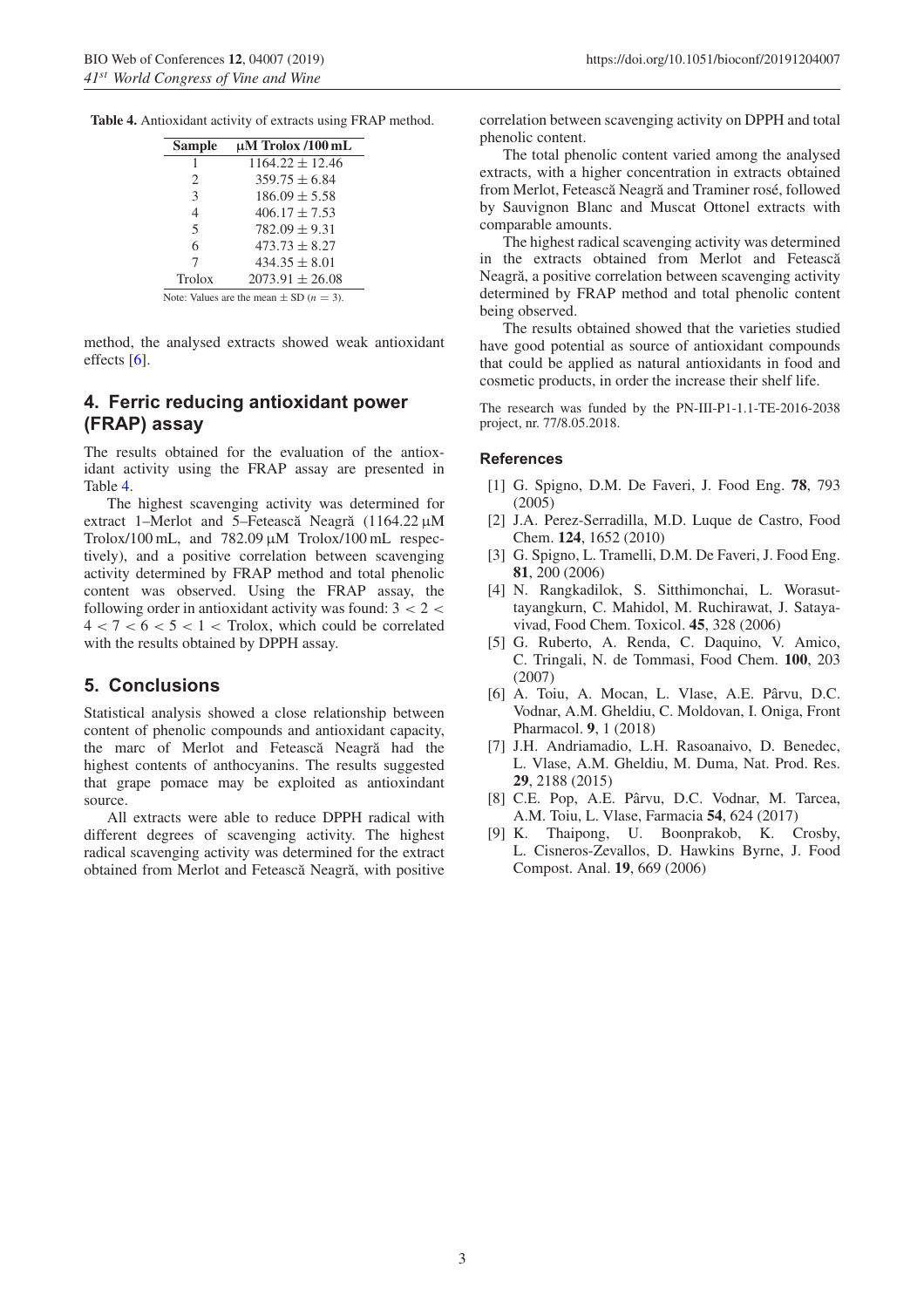**Table 4.** Antioxidant activity of extracts using FRAP method.

| Sample | μM Trolox /100 mL |
|---|---|
| 1 | 1164.22 ± 12.46 |
| 2 | 359.75 ± 6.84 |
| 3 | 186.09 ± 5.58 |
| 4 | 406.17 ± 7.53 |
| 5 | 782.09 ± 9.31 |
| 6 | 473.73 ± 8.27 |
| 7 | 434.35 ± 8.01 |
| Trolox | 2073.91 ± 26.08 |

Note: Values are the mean ± SD ($n = 3$).

method, the analysed extracts showed weak antioxidant effects [6].

## 4. Ferric reducing antioxidant power (FRAP) assay

The results obtained for the evaluation of the antioxidant activity using the FRAP assay are presented in Table 4.

The highest scavenging activity was determined for extract 1–Merlot and 5–Fetească Neagră (1164.22 μM Trolox/100 mL, and 782.09 μM Trolox/100 mL respectively), and a positive correlation between scavenging activity determined by FRAP method and total phenolic content was observed. Using the FRAP assay, the following order in antioxidant activity was found: $3 < 2 < 4 < 7 < 6 < 5 < 1 <$ Trolox, which could be correlated with the results obtained by DPPH assay.

## 5. Conclusions

Statistical analysis showed a close relationship between content of phenolic compounds and antioxidant capacity, the marc of Merlot and Fetească Neagră had the highest contents of anthocyanins. The results suggested that grape pomace may be exploited as antioxindant source.

All extracts were able to reduce DPPH radical with different degrees of scavenging activity. The highest radical scavenging activity was determined for the extract obtained from Merlot and Fetească Neagră, with positive correlation between scavenging activity on DPPH and total phenolic content.

The total phenolic content varied among the analysed extracts, with a higher concentration in extracts obtained from Merlot, Fetească Neagră and Traminer rosé, followed by Sauvignon Blanc and Muscat Ottonel extracts with comparable amounts.

The highest radical scavenging activity was determined in the extracts obtained from Merlot and Fetească Neagră, a positive correlation between scavenging activity determined by FRAP method and total phenolic content being observed.

The results obtained showed that the varieties studied have good potential as source of antioxidant compounds that could be applied as natural antioxidants in food and cosmetic products, in order the increase their shelf life.

The research was funded by the PN-III-P1-1.1-TE-2016-2038 project, nr. 77/8.05.2018.

### References

[1] G. Spigno, D.M. De Faveri, J. Food Eng. **78**, 793 (2005)

[2] J.A. Perez-Serradilla, M.D. Luque de Castro, Food Chem. **124**, 1652 (2010)

[3] G. Spigno, L. Tramelli, D.M. De Faveri, J. Food Eng. **81**, 200 (2006)

[4] N. Rangkadilok, S. Sitthimonchai, L. Worasuttayangkurn, C. Mahidol, M. Ruchirawat, J. Satayavivad, Food Chem. Toxicol. **45**, 328 (2006)

[5] G. Ruberto, A. Renda, C. Daquino, V. Amico, C. Tringali, N. de Tommasi, Food Chem. **100**, 203 (2007)

[6] A. Toiu, A. Mocan, L. Vlase, A.E. Pârvu, D.C. Vodnar, A.M. Gheldiu, C. Moldovan, I. Oniga, Front Pharmacol. **9**, 1 (2018)

[7] J.H. Andriamadio, L.H. Rasoanaivo, D. Benedec, L. Vlase, A.M. Gheldiu, M. Duma, Nat. Prod. Res. **29**, 2188 (2015)

[8] C.E. Pop, A.E. Pârvu, D.C. Vodnar, M. Tarcea, A.M. Toiu, L. Vlase, Farmacia **54**, 624 (2017)

[9] K. Thaipong, U. Boonprakob, K. Crosby, L. Cisneros-Zevallos, D. Hawkins Byrne, J. Food Compost. Anal. **19**, 669 (2006)